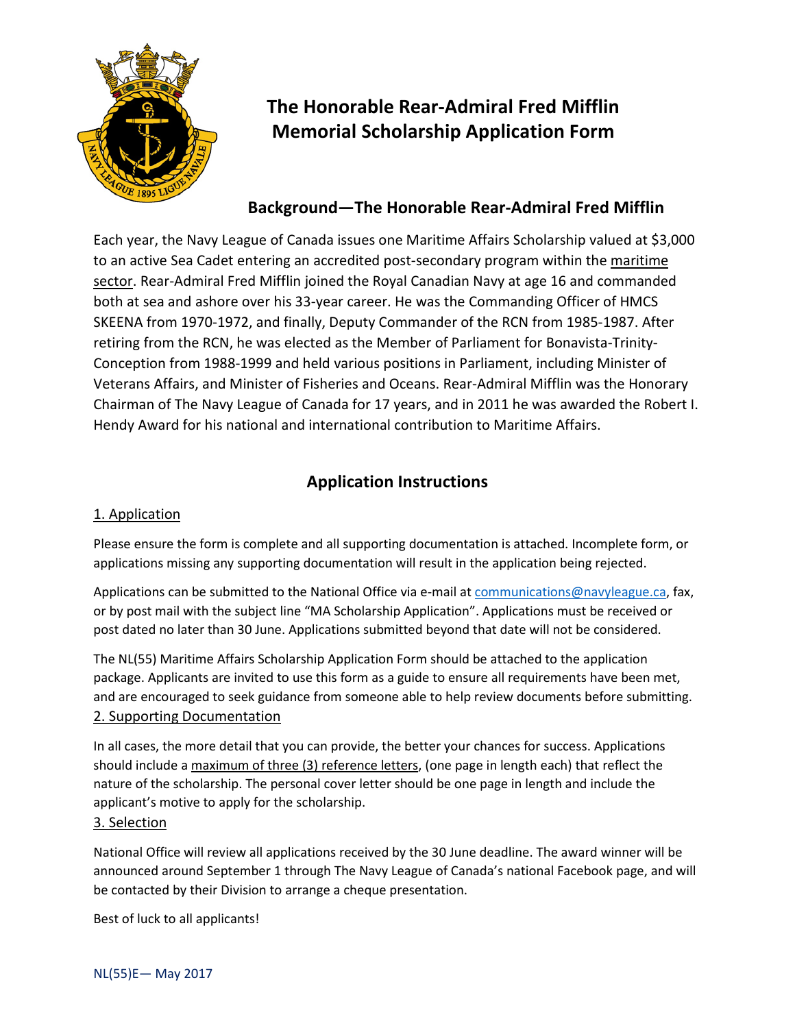# The Honorable Rear-Admiral Fred Mifflin Memorial Scholarship Application Form

## Background—The Honorable Rear-Admiral Fred Mifflin

Each year, the Navy League of Canada issues one Maritime Affairs Scholarship valued at $3,000 to an active Sea Cadet entering an accredited post-secondary program within the maritime sector. Rear-Admiral Fred Mifflin joined the Royal Canadian Navy at age 16 and commanded both at sea and ashore over his 33-year career. He was the Commanding Officer of HMCS SKEENA from 1970-1972, and finally, Deputy Commander of the RCN from 1985-1987. After retiring from the RCN, he was elected as the Member of Parliament for Bonavista-Trinity-Conception from 1988-1999 and held various positions in Parliament, including Minister of Veterans Affairs, and Minister of Fisheries and Oceans. Rear-Admiral Mifflin was the Honorary Chairman of The Navy League of Canada for 17 years, and in 2011 he was awarded the Robert I. Hendy Award for his national and international contribution to Maritime Affairs.

## Application Instructions

### 1. Application

Please ensure the form is complete and all supporting documentation is attached. Incomplete form, or applications missing any supporting documentation will result in the application being rejected.

Applications can be submitted to the National Office via e-mail at communications@navyleague.ca, fax, or by post mail with the subject line "MA Scholarship Application". Applications must be received or post dated no later than 30 June. Applications submitted beyond that date will not be considered.

The NL(55) Maritime Affairs Scholarship Application Form should be attached to the application package. Applicants are invited to use this form as a guide to ensure all requirements have been met, and are encouraged to seek guidance from someone able to help review documents before submitting.

### 2. Supporting Documentation

In all cases, the more detail that you can provide, the better your chances for success. Applications should include a maximum of three (3) reference letters, (one page in length each) that reflect the nature of the scholarship. The personal cover letter should be one page in length and include the applicant's motive to apply for the scholarship.

### 3. Selection

National Office will review all applications received by the 30 June deadline. The award winner will be announced around September 1 through The Navy League of Canada's national Facebook page, and will be contacted by their Division to arrange a cheque presentation.

Best of luck to all applicants!

NL(55)E— May 2017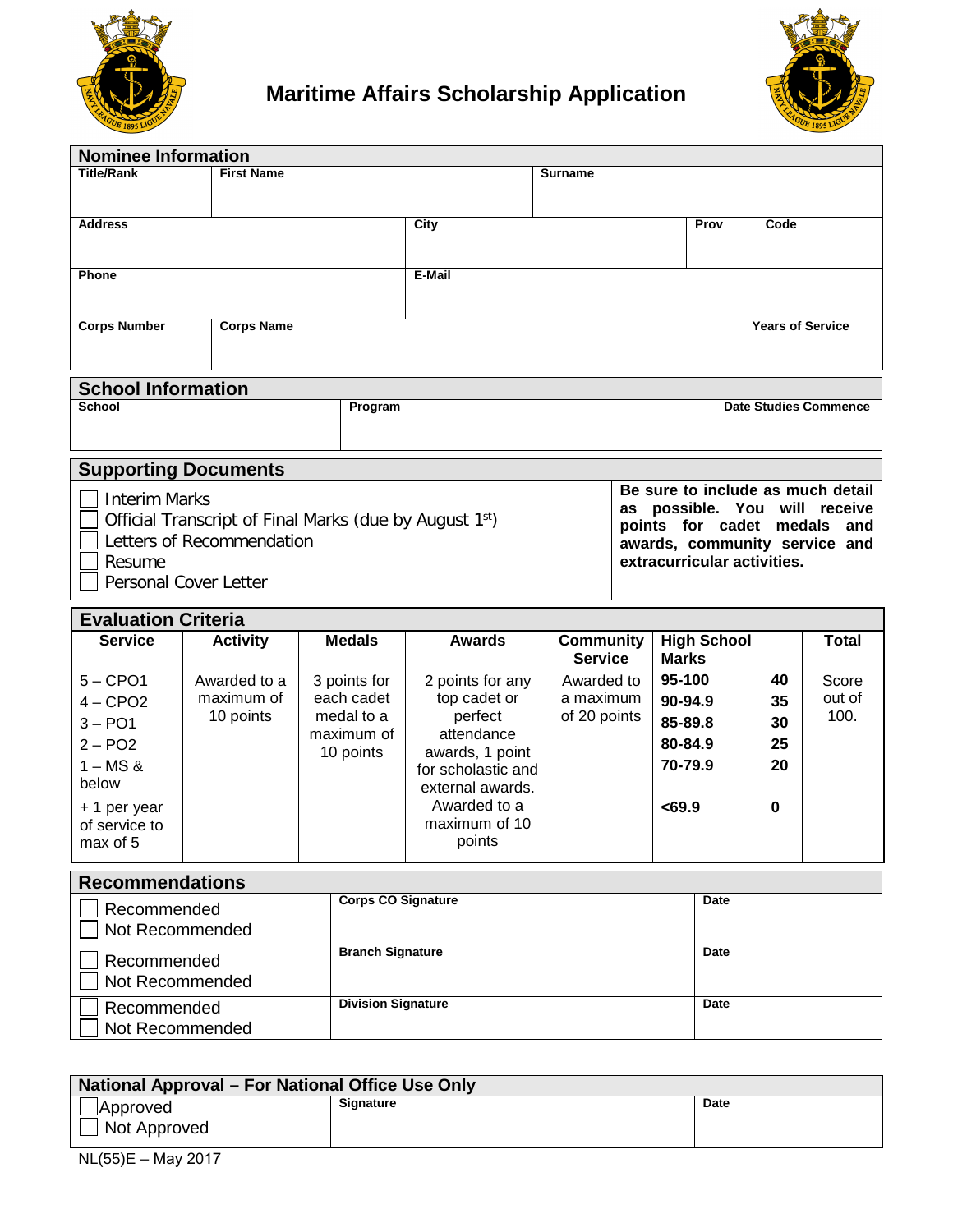# Maritime Affairs Scholarship Application

## Nominee Information

| Title/Rank | First Name | Surname |
|---|---|---|
| | | |

| Address | City | Prov | Code |
|---|---|---|---|
| | | | |

| Phone | E-Mail |
|---|---|
| | |

| Corps Number | Corps Name | Years of Service |
|---|---|---|
| | | |

## School Information

| School | Program | Date Studies Commence |
|---|---|---|
| | | |

## Supporting Documents

- ☐ Interim Marks
- ☐ Official Transcript of Final Marks (due by August 1st)
- ☐ Letters of Recommendation
- ☐ Resume
- ☐ Personal Cover Letter

**Be sure to include as much detail as possible. You will receive points for cadet medals and awards, community service and extracurricular activities.**

## Evaluation Criteria

| Service | Activity | Medals | Awards | Community Service | High School Marks | Total |
|---|---|---|---|---|---|---|
| 5 – CPO1<br>4 – CPO2<br>3 – PO1<br>2 – PO2<br>1 – MS & below<br>+ 1 per year of service to max of 5 | Awarded to a maximum of 10 points | 3 points for each cadet medal to a maximum of 10 points | 2 points for any top cadet or perfect attendance awards, 1 point for scholastic and external awards. Awarded to a maximum of 10 points | Awarded to a maximum of 20 points | **95-100 — 40**<br>**90-94.9 — 35**<br>**85-89.8 — 30**<br>**80-84.9 — 25**<br>**70-79.9 — 20**<br>**<69.9 — 0** | Score out of 100. |

## Recommendations

| | Signature | Date |
|---|---|---|
| ☐ Recommended<br>☐ Not Recommended | **Corps CO Signature** | **Date** |
| ☐ Recommended<br>☐ Not Recommended | **Branch Signature** | **Date** |
| ☐ Recommended<br>☐ Not Recommended | **Division Signature** | **Date** |

## National Approval – For National Office Use Only

| | Signature | Date |
|---|---|---|
| ☐ Approved<br>☐ Not Approved | | |

NL(55)E – May 2017